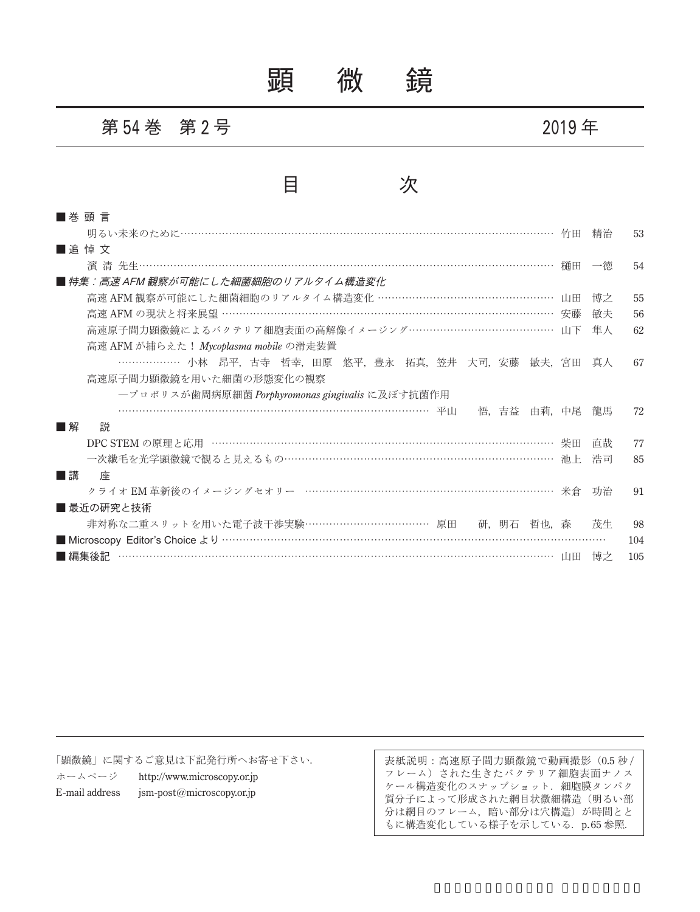# 顕　微　鏡

第 54 巻　第 2 号　　　　　　　　　　　　　　　　　　2019 年

## 目　　　次

■巻 頭 言

明るい未来のために……………………………………………………………………………………… 竹田　精治　53

■追 悼 文

濱 清 先生………………………………………………………………………………………………… 樋田　一徳　54

■*特集：高速 AFM 観察が可能にした細菌細胞のリアルタイム構造変化*

高速 AFM 観察が可能にした細菌細胞のリアルタイム構造変化 ……………………………………… 山田　博之　55

高速 AFM の現状と将来展望 …………………………………………………………………………… 安藤　敏夫　56

高速原子間力顕微鏡によるバクテリア細胞表面の高解像イメージング………………………………… 山下　隼人　62

高速 AFM が捕らえた！ *Mycoplasma mobile* の滑走装置

……………… 小林　昂平，古寺　哲幸，田原　悠平，豊永　拓真，笠井　大司，安藤　敏夫，宮田　真人　67

高速原子間力顕微鏡を用いた細菌の形態変化の観察

―プロポリスが歯周病原細菌 *Porphyromonas gingivalis* に及ぼす抗菌作用

……………………………………………………………………………… 平山　　悟，吉益　由莉，中尾　龍馬　72

■解　　説

DPC STEM の原理と応用 ………………………………………………………………………………… 柴田　直哉　77

一次繊毛を光学顕微鏡で観ると見えるもの……………………………………………………………… 池上　浩司　85

■講　　座

クライオ EM 革新後のイメージングセオリー …………………………………………………………… 米倉　功治　91

■最近の研究と技術

非対称な二重スリットを用いた電子波干渉実験……………………………… 原田　　研，明石　哲也，森　　茂生　98

■Microscopy Editor's Choice より………………………………………………………………………………… 104

■編集後記 …………………………………………………………………………………………………… 山田　博之　105

---

「顕微鏡」に関するご意見は下記発行所へお寄せ下さい.

ホームページ　　http://www.microscopy.or.jp

E-mail address　　jsm-post@microscopy.or.jp

表紙説明：高速原子間力顕微鏡で動画撮影（0.5 秒 / フレーム）された生きたバクテリア細胞表面ナノスケール構造変化のスナップショット．細胞膜タンパク質分子によって形成された網目状微細構造（明るい部分は網目のフレーム，暗い部分は穴構造）が時間とともに構造変化している様子を示している．p.65 参照.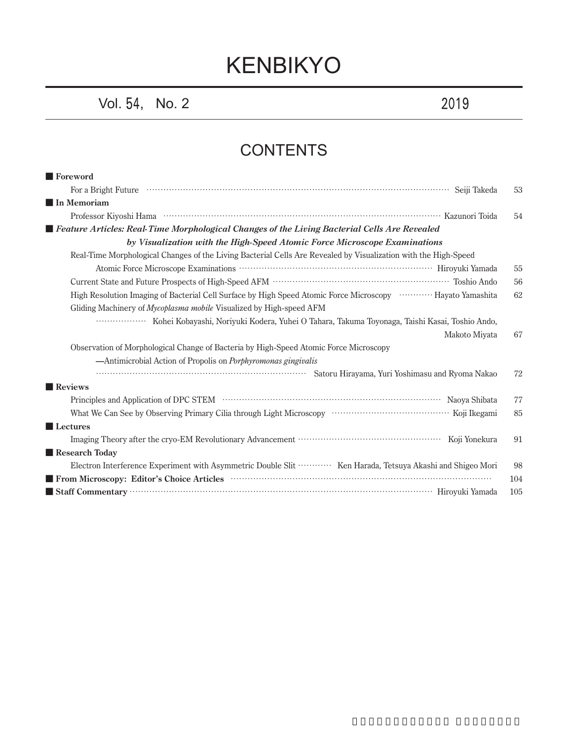# KENBIKYO

Vol. 54, No. 2 2019

## CONTENTS

**■ Foreword**

For a Bright Future ........ Seiji Takeda 53

**■ In Memoriam**

Professor Kiyoshi Hama ........ Kazunori Toida 54

***■ Feature Articles: Real-Time Morphological Changes of the Living Bacterial Cells Are Revealed by Visualization with the High-Speed Atomic Force Microscope Examinations***

Real-Time Morphological Changes of the Living Bacterial Cells Are Revealed by Visualization with the High-Speed Atomic Force Microscope Examinations ........ Hiroyuki Yamada 55

Current State and Future Prospects of High-Speed AFM ........ Toshio Ando 56

High Resolution Imaging of Bacterial Cell Surface by High Speed Atomic Force Microscopy ........ Hayato Yamashita 62

Gliding Machinery of *Mycoplasma mobile* Visualized by High-speed AFM ........ Kohei Kobayashi, Noriyuki Kodera, Yuhei O Tahara, Takuma Toyonaga, Taishi Kasai, Toshio Ando, Makoto Miyata 67

Observation of Morphological Change of Bacteria by High-Speed Atomic Force Microscopy —Antimicrobial Action of Propolis on *Porphyromonas gingivalis* ........ Satoru Hirayama, Yuri Yoshimasu and Ryoma Nakao 72

**■ Reviews**

Principles and Application of DPC STEM ........ Naoya Shibata 77

What We Can See by Observing Primary Cilia through Light Microscopy ........ Koji Ikegami 85

**■ Lectures**

Imaging Theory after the cryo-EM Revolutionary Advancement ........ Koji Yonekura 91

**■ Research Today**

Electron Interference Experiment with Asymmetric Double Slit ........ Ken Harada, Tetsuya Akashi and Shigeo Mori 98

**■ From Microscopy: Editor's Choice Articles** ........ 104

**■ Staff Commentary** ........ Hiroyuki Yamada 105